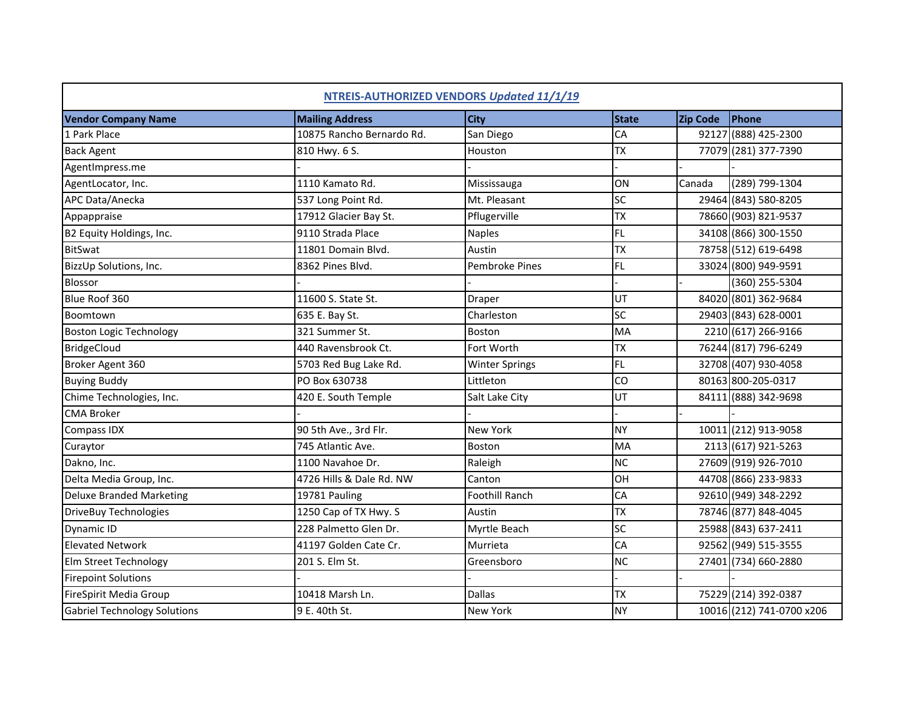## NTREIS-AUTHORIZED VENDORS *Updated 11/1/19*

| Vendor Company Name | Mailing Address | City | State | Zip Code | Phone |
|---|---|---|---|---|---|
| 1 Park Place | 10875 Rancho Bernardo Rd. | San Diego | CA | 92127 | (888) 425-2300 |
| Back Agent | 810 Hwy. 6 S. | Houston | TX | 77079 | (281) 377-7390 |
| AgentImpress.me | - | - | - | - | - |
| AgentLocator, Inc. | 1110 Kamato Rd. | Mississauga | ON | Canada | (289) 799-1304 |
| APC Data/Anecka | 537 Long Point Rd. | Mt. Pleasant | SC | 29464 | (843) 580-8205 |
| Appappraise | 17912 Glacier Bay St. | Pflugerville | TX | 78660 | (903) 821-9537 |
| B2 Equity Holdings, Inc. | 9110 Strada Place | Naples | FL | 34108 | (866) 300-1550 |
| BitSwat | 11801 Domain Blvd. | Austin | TX | 78758 | (512) 619-6498 |
| BizzUp Solutions, Inc. | 8362 Pines Blvd. | Pembroke Pines | FL | 33024 | (800) 949-9591 |
| Blossor | - | - | - | - | (360) 255-5304 |
| Blue Roof 360 | 11600 S. State St. | Draper | UT | 84020 | (801) 362-9684 |
| Boomtown | 635 E. Bay St. | Charleston | SC | 29403 | (843) 628-0001 |
| Boston Logic Technology | 321 Summer St. | Boston | MA | 2210 | (617) 266-9166 |
| BridgeCloud | 440 Ravensbrook Ct. | Fort Worth | TX | 76244 | (817) 796-6249 |
| Broker Agent 360 | 5703 Red Bug Lake Rd. | Winter Springs | FL | 32708 | (407) 930-4058 |
| Buying Buddy | PO Box 630738 | Littleton | CO | 80163 | 800-205-0317 |
| Chime Technologies, Inc. | 420 E. South Temple | Salt Lake City | UT | 84111 | (888) 342-9698 |
| CMA Broker | - | - | - | - | - |
| Compass IDX | 90 5th Ave., 3rd Flr. | New York | NY | 10011 | (212) 913-9058 |
| Curaytor | 745 Atlantic Ave. | Boston | MA | 2113 | (617) 921-5263 |
| Dakno, Inc. | 1100 Navahoe Dr. | Raleigh | NC | 27609 | (919) 926-7010 |
| Delta Media Group, Inc. | 4726 Hills & Dale Rd. NW | Canton | OH | 44708 | (866) 233-9833 |
| Deluxe Branded Marketing | 19781 Pauling | Foothill Ranch | CA | 92610 | (949) 348-2292 |
| DriveBuy Technologies | 1250 Cap of TX Hwy. S | Austin | TX | 78746 | (877) 848-4045 |
| Dynamic ID | 228 Palmetto Glen Dr. | Myrtle Beach | SC | 25988 | (843) 637-2411 |
| Elevated Network | 41197 Golden Cate Cr. | Murrieta | CA | 92562 | (949) 515-3555 |
| Elm Street Technology | 201 S. Elm St. | Greensboro | NC | 27401 | (734) 660-2880 |
| Firepoint Solutions | - | - | - | - | - |
| FireSpirit Media Group | 10418 Marsh Ln. | Dallas | TX | 75229 | (214) 392-0387 |
| Gabriel Technology Solutions | 9 E. 40th St. | New York | NY | 10016 | (212) 741-0700 x206 |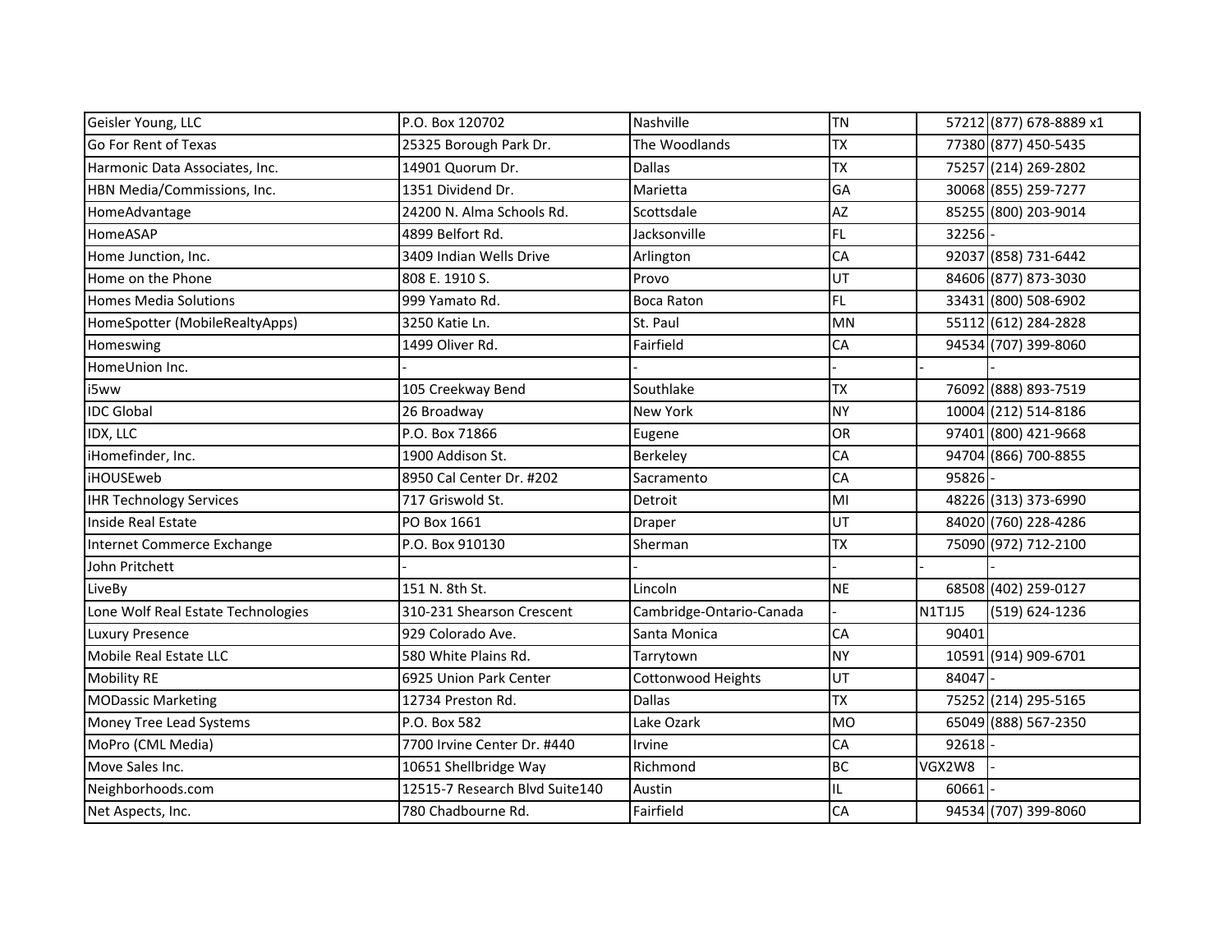| Geisler Young, LLC | P.O. Box 120702 | Nashville | TN | 57212 | (877) 678-8889 x1 |
|---|---|---|---|---|---|
| Go For Rent of Texas | 25325 Borough Park Dr. | The Woodlands | TX | 77380 | (877) 450-5435 |
| Harmonic Data Associates, Inc. | 14901 Quorum Dr. | Dallas | TX | 75257 | (214) 269-2802 |
| HBN Media/Commissions, Inc. | 1351 Dividend Dr. | Marietta | GA | 30068 | (855) 259-7277 |
| HomeAdvantage | 24200 N. Alma Schools Rd. | Scottsdale | AZ | 85255 | (800) 203-9014 |
| HomeASAP | 4899 Belfort Rd. | Jacksonville | FL | 32256 | - |
| Home Junction, Inc. | 3409 Indian Wells Drive | Arlington | CA | 92037 | (858) 731-6442 |
| Home on the Phone | 808 E. 1910 S. | Provo | UT | 84606 | (877) 873-3030 |
| Homes Media Solutions | 999 Yamato Rd. | Boca Raton | FL | 33431 | (800) 508-6902 |
| HomeSpotter (MobileRealtyApps) | 3250 Katie Ln. | St. Paul | MN | 55112 | (612) 284-2828 |
| Homeswing | 1499 Oliver Rd. | Fairfield | CA | 94534 | (707) 399-8060 |
| HomeUnion Inc. | - | - | - | - | - |
| i5ww | 105 Creekway Bend | Southlake | TX | 76092 | (888) 893-7519 |
| IDC Global | 26 Broadway | New York | NY | 10004 | (212) 514-8186 |
| IDX, LLC | P.O. Box 71866 | Eugene | OR | 97401 | (800) 421-9668 |
| iHomefinder, Inc. | 1900 Addison St. | Berkeley | CA | 94704 | (866) 700-8855 |
| iHOUSEweb | 8950 Cal Center Dr. #202 | Sacramento | CA | 95826 | - |
| IHR Technology Services | 717 Griswold St. | Detroit | MI | 48226 | (313) 373-6990 |
| Inside Real Estate | PO Box 1661 | Draper | UT | 84020 | (760) 228-4286 |
| Internet Commerce Exchange | P.O. Box 910130 | Sherman | TX | 75090 | (972) 712-2100 |
| John Pritchett | - | - | - | - | - |
| LiveBy | 151 N. 8th St. | Lincoln | NE | 68508 | (402) 259-0127 |
| Lone Wolf Real Estate Technologies | 310-231 Shearson Crescent | Cambridge-Ontario-Canada | - | N1T1J5 | (519) 624-1236 |
| Luxury Presence | 929 Colorado Ave. | Santa Monica | CA | 90401 | |
| Mobile Real Estate LLC | 580 White Plains Rd. | Tarrytown | NY | 10591 | (914) 909-6701 |
| Mobility RE | 6925 Union Park Center | Cottonwood Heights | UT | 84047 | - |
| MODassic Marketing | 12734 Preston Rd. | Dallas | TX | 75252 | (214) 295-5165 |
| Money Tree Lead Systems | P.O. Box 582 | Lake Ozark | MO | 65049 | (888) 567-2350 |
| MoPro (CML Media) | 7700 Irvine Center Dr. #440 | Irvine | CA | 92618 | - |
| Move Sales Inc. | 10651 Shellbridge Way | Richmond | BC | VGX2W8 | - |
| Neighborhoods.com | 12515-7 Research Blvd Suite140 | Austin | IL | 60661 | - |
| Net Aspects, Inc. | 780 Chadbourne Rd. | Fairfield | CA | 94534 | (707) 399-8060 |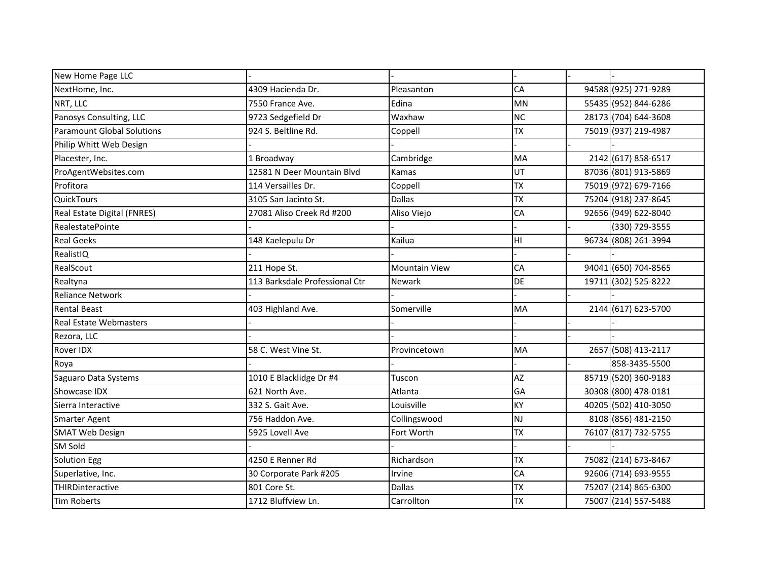| New Home Page LLC | - | - | - | - | - |
|---|---|---|---|---|---|
| NextHome, Inc. | 4309 Hacienda Dr. | Pleasanton | CA | 94588 | (925) 271-9289 |
| NRT, LLC | 7550 France Ave. | Edina | MN | 55435 | (952) 844-6286 |
| Panosys Consulting, LLC | 9723 Sedgefield Dr | Waxhaw | NC | 28173 | (704) 644-3608 |
| Paramount Global Solutions | 924 S. Beltline Rd. | Coppell | TX | 75019 | (937) 219-4987 |
| Philip Whitt Web Design | - | - | - | - | - |
| Placester, Inc. | 1 Broadway | Cambridge | MA | 2142 | (617) 858-6517 |
| ProAgentWebsites.com | 12581 N Deer Mountain Blvd | Kamas | UT | 87036 | (801) 913-5869 |
| Profitora | 114 Versailles Dr. | Coppell | TX | 75019 | (972) 679-7166 |
| QuickTours | 3105 San Jacinto St. | Dallas | TX | 75204 | (918) 237-8645 |
| Real Estate Digital (FNRES) | 27081 Aliso Creek Rd #200 | Aliso Viejo | CA | 92656 | (949) 622-8040 |
| RealestatePointe | - | - | - | - | (330) 729-3555 |
| Real Geeks | 148 Kaelepulu Dr | Kailua | HI | 96734 | (808) 261-3994 |
| RealistIQ | - | - | - | - | - |
| RealScout | 211 Hope St. | Mountain View | CA | 94041 | (650) 704-8565 |
| Realtyna | 113 Barksdale Professional Ctr | Newark | DE | 19711 | (302) 525-8222 |
| Reliance Network | - | - | - | - | - |
| Rental Beast | 403 Highland Ave. | Somerville | MA | 2144 | (617) 623-5700 |
| Real Estate Webmasters | - | - | - | - | - |
| Rezora, LLC | - | - | - | - | - |
| Rover IDX | 58 C. West Vine St. | Provincetown | MA | 2657 | (508) 413-2117 |
| Roya | - | - | - | - | 858-3435-5500 |
| Saguaro Data Systems | 1010 E Blacklidge Dr #4 | Tuscon | AZ | 85719 | (520) 360-9183 |
| Showcase IDX | 621 North Ave. | Atlanta | GA | 30308 | (800) 478-0181 |
| Sierra Interactive | 332 S. Gait Ave. | Louisville | KY | 40205 | (502) 410-3050 |
| Smarter Agent | 756 Haddon Ave. | Collingswood | NJ | 8108 | (856) 481-2150 |
| SMAT Web Design | 5925 Lovell Ave | Fort Worth | TX | 76107 | (817) 732-5755 |
| SM Sold | - | - | - | - | - |
| Solution Egg | 4250 E Renner Rd | Richardson | TX | 75082 | (214) 673-8467 |
| Superlative, Inc. | 30 Corporate Park #205 | Irvine | CA | 92606 | (714) 693-9555 |
| THIRDinteractive | 801 Core St. | Dallas | TX | 75207 | (214) 865-6300 |
| Tim Roberts | 1712 Bluffview Ln. | Carrollton | TX | 75007 | (214) 557-5488 |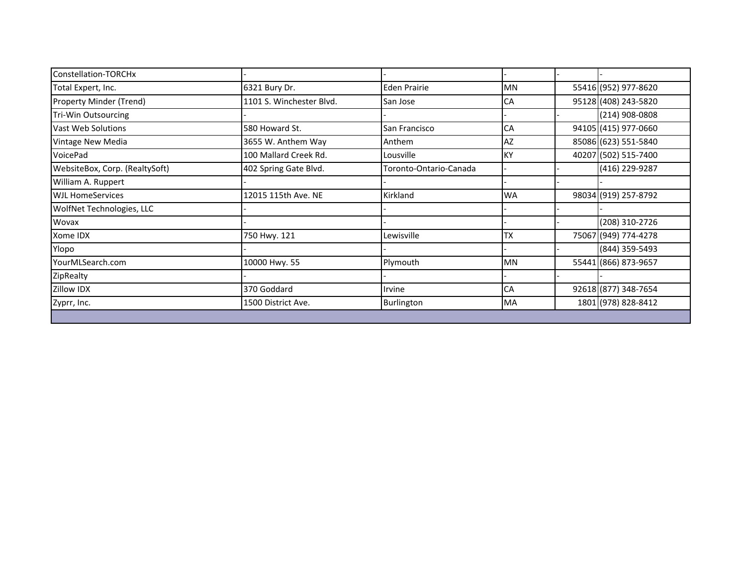| | | | | | |
|---|---|---|---|---|---|
| Constellation-TORCHx | - | - | - | - | - |
| Total Expert, Inc. | 6321 Bury Dr. | Eden Prairie | MN | 55416 | (952) 977-8620 |
| Property Minder (Trend) | 1101 S. Winchester Blvd. | San Jose | CA | 95128 | (408) 243-5820 |
| Tri-Win Outsourcing | - | - | - | - | (214) 908-0808 |
| Vast Web Solutions | 580 Howard St. | San Francisco | CA | 94105 | (415) 977-0660 |
| Vintage New Media | 3655 W. Anthem Way | Anthem | AZ | 85086 | (623) 551-5840 |
| VoicePad | 100 Mallard Creek Rd. | Lousville | KY | 40207 | (502) 515-7400 |
| WebsiteBox, Corp. (RealtySoft) | 402 Spring Gate Blvd. | Toronto-Ontario-Canada | - | - | (416) 229-9287 |
| William A. Ruppert | - | - | - | - | - |
| WJL HomeServices | 12015 115th Ave. NE | Kirkland | WA | 98034 | (919) 257-8792 |
| WolfNet Technologies, LLC | - | - | - | - | - |
| Wovax | - | - | - | - | (208) 310-2726 |
| Xome IDX | 750 Hwy. 121 | Lewisville | TX | 75067 | (949) 774-4278 |
| Ylopo | - | - | - | - | (844) 359-5493 |
| YourMLSearch.com | 10000 Hwy. 55 | Plymouth | MN | 55441 | (866) 873-9657 |
| ZipRealty | - | - | - | - | - |
| Zillow IDX | 370 Goddard | Irvine | CA | 92618 | (877) 348-7654 |
| Zyprr, Inc. | 1500 District Ave. | Burlington | MA | 1801 | (978) 828-8412 |